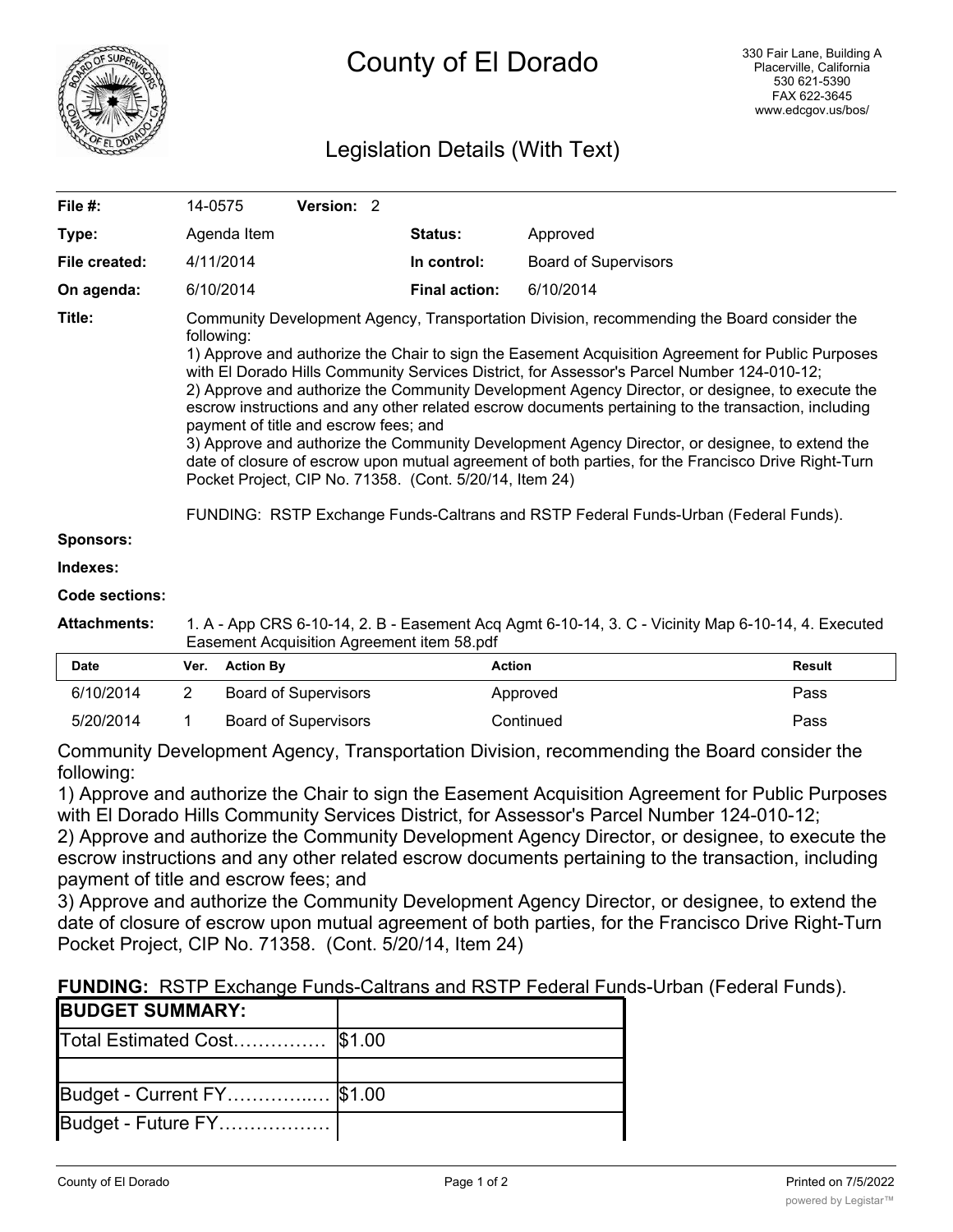# County of El Dorado

330 Fair Lane, Building A
Placerville, California
530 621-5390
FAX 622-3645
www.edcgov.us/bos/

## Legislation Details (With Text)

| | | | |
|---|---|---|---|
| **File #:** | 14-0575 **Version:** 2 | | |
| **Type:** | Agenda Item | **Status:** | Approved |
| **File created:** | 4/11/2014 | **In control:** | Board of Supervisors |
| **On agenda:** | 6/10/2014 | **Final action:** | 6/10/2014 |

**Title:** Community Development Agency, Transportation Division, recommending the Board consider the following:
1) Approve and authorize the Chair to sign the Easement Acquisition Agreement for Public Purposes with El Dorado Hills Community Services District, for Assessor's Parcel Number 124-010-12;
2) Approve and authorize the Community Development Agency Director, or designee, to execute the escrow instructions and any other related escrow documents pertaining to the transaction, including payment of title and escrow fees; and
3) Approve and authorize the Community Development Agency Director, or designee, to extend the date of closure of escrow upon mutual agreement of both parties, for the Francisco Drive Right-Turn Pocket Project, CIP No. 71358. (Cont. 5/20/14, Item 24)

FUNDING: RSTP Exchange Funds-Caltrans and RSTP Federal Funds-Urban (Federal Funds).

**Sponsors:**

**Indexes:**

**Code sections:**

**Attachments:** 1. A - App CRS 6-10-14, 2. B - Easement Acq Agmt 6-10-14, 3. C - Vicinity Map 6-10-14, 4. Executed Easement Acquisition Agreement item 58.pdf

| Date | Ver. | Action By | Action | Result |
|---|---|---|---|---|
| 6/10/2014 | 2 | Board of Supervisors | Approved | Pass |
| 5/20/2014 | 1 | Board of Supervisors | Continued | Pass |

Community Development Agency, Transportation Division, recommending the Board consider the following:
1) Approve and authorize the Chair to sign the Easement Acquisition Agreement for Public Purposes with El Dorado Hills Community Services District, for Assessor's Parcel Number 124-010-12;
2) Approve and authorize the Community Development Agency Director, or designee, to execute the escrow instructions and any other related escrow documents pertaining to the transaction, including payment of title and escrow fees; and
3) Approve and authorize the Community Development Agency Director, or designee, to extend the date of closure of escrow upon mutual agreement of both parties, for the Francisco Drive Right-Turn Pocket Project, CIP No. 71358. (Cont. 5/20/14, Item 24)

**FUNDING:** RSTP Exchange Funds-Caltrans and RSTP Federal Funds-Urban (Federal Funds).

| **BUDGET SUMMARY:** | |
|---|---|
| Total Estimated Cost…………… | $1.00 |
| | |
| Budget - Current FY…………..… | $1.00 |
| Budget - Future FY……………… | |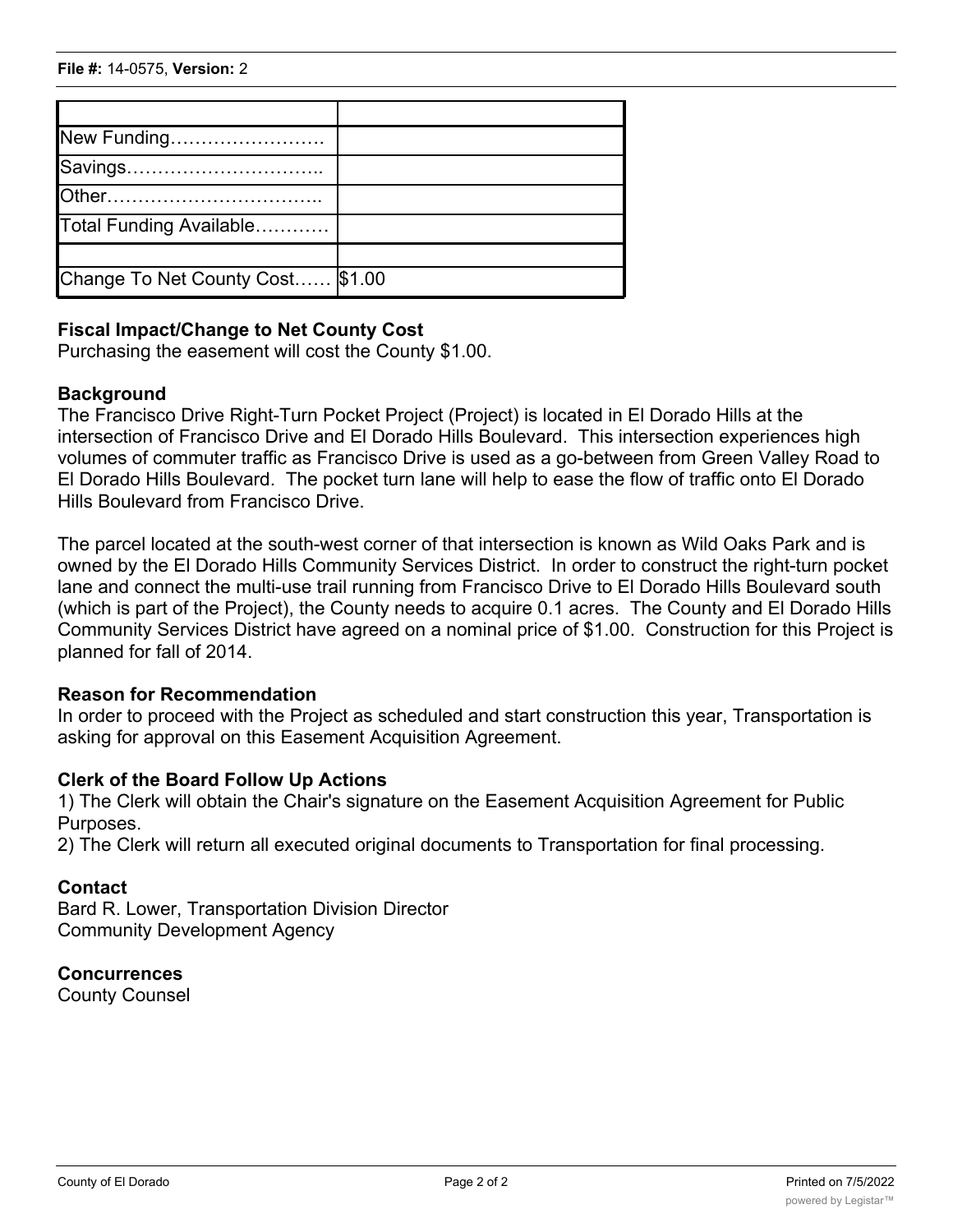| | |
|---|---|
| New Funding…………………… | |
| Savings………………………….. | |
| Other…………………………….. | |
| Total Funding Available………… | |
| | |
| Change To Net County Cost…… | $1.00 |

**Fiscal Impact/Change to Net County Cost**

Purchasing the easement will cost the County $1.00.

**Background**

The Francisco Drive Right-Turn Pocket Project (Project) is located in El Dorado Hills at the intersection of Francisco Drive and El Dorado Hills Boulevard. This intersection experiences high volumes of commuter traffic as Francisco Drive is used as a go-between from Green Valley Road to El Dorado Hills Boulevard. The pocket turn lane will help to ease the flow of traffic onto El Dorado Hills Boulevard from Francisco Drive.

The parcel located at the south-west corner of that intersection is known as Wild Oaks Park and is owned by the El Dorado Hills Community Services District. In order to construct the right-turn pocket lane and connect the multi-use trail running from Francisco Drive to El Dorado Hills Boulevard south (which is part of the Project), the County needs to acquire 0.1 acres. The County and El Dorado Hills Community Services District have agreed on a nominal price of $1.00. Construction for this Project is planned for fall of 2014.

**Reason for Recommendation**

In order to proceed with the Project as scheduled and start construction this year, Transportation is asking for approval on this Easement Acquisition Agreement.

**Clerk of the Board Follow Up Actions**

1) The Clerk will obtain the Chair's signature on the Easement Acquisition Agreement for Public Purposes.
2) The Clerk will return all executed original documents to Transportation for final processing.

**Contact**

Bard R. Lower, Transportation Division Director
Community Development Agency

**Concurrences**

County Counsel